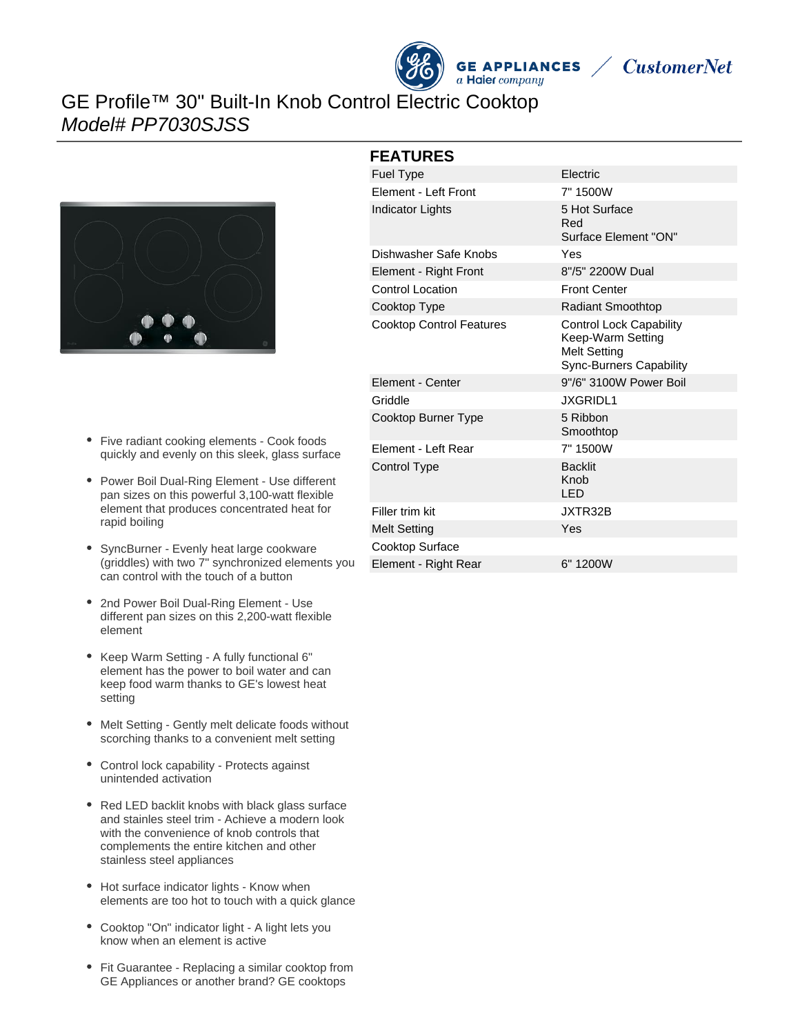# GE Profile™ 30" Built-In Knob Control Electric Cooktop

*Model# PP7030SJSS*

- Five radiant cooking elements - Cook foods quickly and evenly on this sleek, glass surface
- Power Boil Dual-Ring Element - Use different pan sizes on this powerful 3,100-watt flexible element that produces concentrated heat for rapid boiling
- SyncBurner - Evenly heat large cookware (griddles) with two 7" synchronized elements you can control with the touch of a button
- 2nd Power Boil Dual-Ring Element - Use different pan sizes on this 2,200-watt flexible element
- Keep Warm Setting - A fully functional 6" element has the power to boil water and can keep food warm thanks to GE's lowest heat setting
- Melt Setting - Gently melt delicate foods without scorching thanks to a convenient melt setting
- Control lock capability - Protects against unintended activation
- Red LED backlit knobs with black glass surface and stainles steel trim - Achieve a modern look with the convenience of knob controls that complements the entire kitchen and other stainless steel appliances
- Hot surface indicator lights - Know when elements are too hot to touch with a quick glance
- Cooktop "On" indicator light - A light lets you know when an element is active
- Fit Guarantee - Replacing a similar cooktop from GE Appliances or another brand? GE cooktops

## FEATURES

| | |
|---|---|
| Fuel Type | Electric |
| Element - Left Front | 7" 1500W |
| Indicator Lights | 5 Hot Surface<br>Red<br>Surface Element "ON" |
| Dishwasher Safe Knobs | Yes |
| Element - Right Front | 8"/5" 2200W Dual |
| Control Location | Front Center |
| Cooktop Type | Radiant Smoothtop |
| Cooktop Control Features | Control Lock Capability<br>Keep-Warm Setting<br>Melt Setting<br>Sync-Burners Capability |
| Element - Center | 9"/6" 3100W Power Boil |
| Griddle | JXGRIDL1 |
| Cooktop Burner Type | 5 Ribbon<br>Smoothtop |
| Element - Left Rear | 7" 1500W |
| Control Type | Backlit<br>Knob<br>LED |
| Filler trim kit | JXTR32B |
| Melt Setting | Yes |
| Cooktop Surface | |
| Element - Right Rear | 6" 1200W |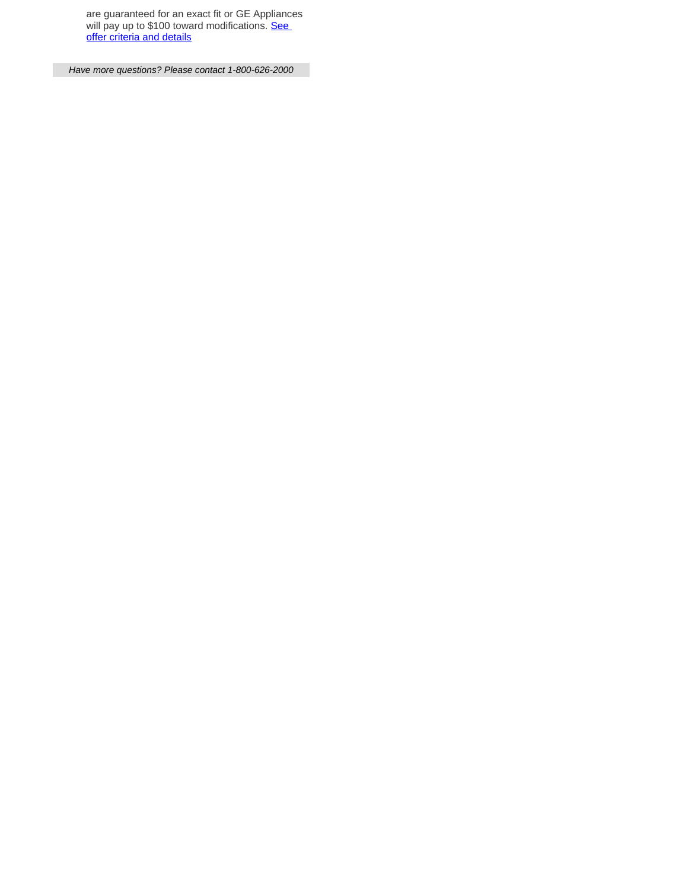are guaranteed for an exact fit or GE Appliances will pay up to $100 toward modifications. See offer criteria and details

*Have more questions? Please contact 1-800-626-2000*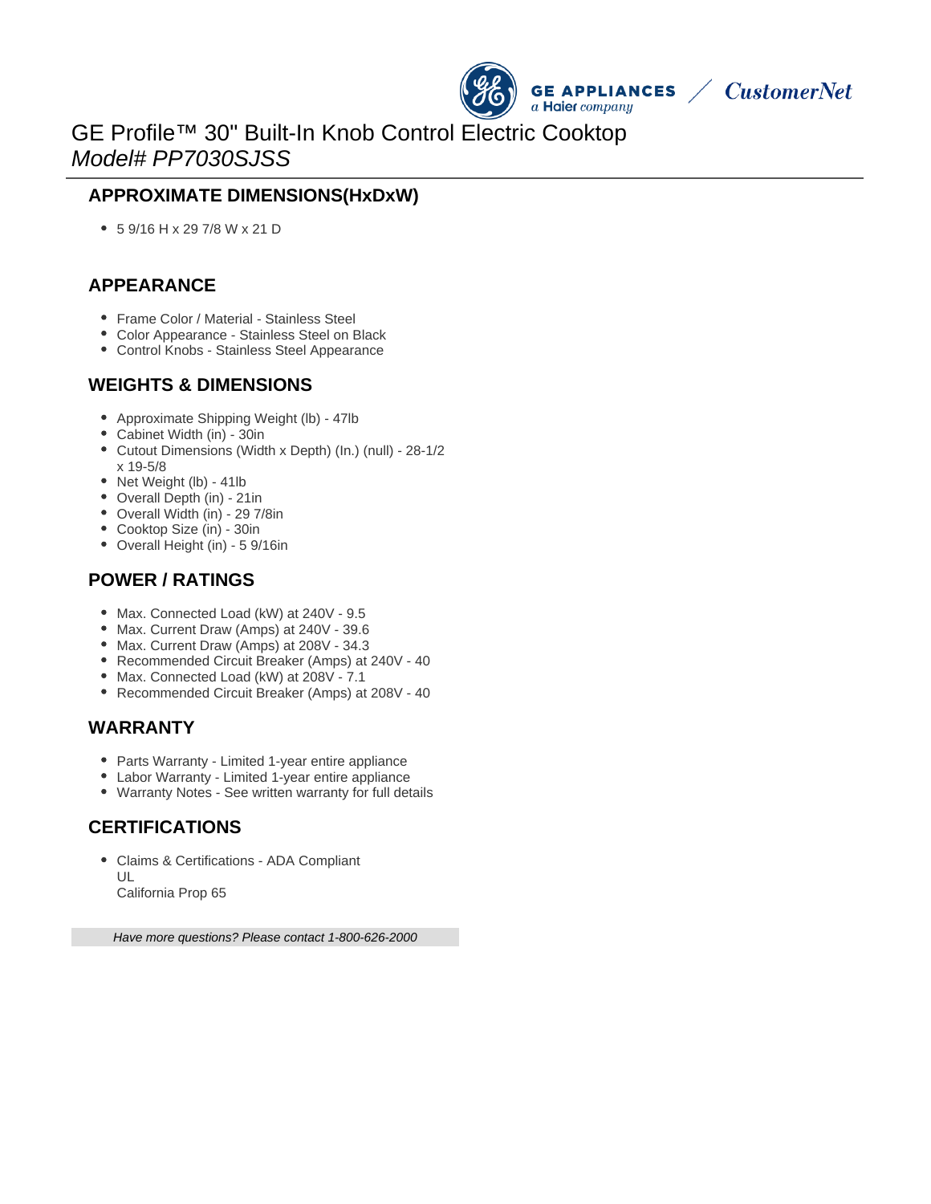# GE Profile™ 30" Built-In Knob Control Electric Cooktop

*Model# PP7030SJSS*

## APPROXIMATE DIMENSIONS(HxDxW)

- 5 9/16 H x 29 7/8 W x 21 D

## APPEARANCE

- Frame Color / Material - Stainless Steel
- Color Appearance - Stainless Steel on Black
- Control Knobs - Stainless Steel Appearance

## WEIGHTS & DIMENSIONS

- Approximate Shipping Weight (lb) - 47lb
- Cabinet Width (in) - 30in
- Cutout Dimensions (Width x Depth) (In.) (null) - 28-1/2 x 19-5/8
- Net Weight (lb) - 41lb
- Overall Depth (in) - 21in
- Overall Width (in) - 29 7/8in
- Cooktop Size (in) - 30in
- Overall Height (in) - 5 9/16in

## POWER / RATINGS

- Max. Connected Load (kW) at 240V - 9.5
- Max. Current Draw (Amps) at 240V - 39.6
- Max. Current Draw (Amps) at 208V - 34.3
- Recommended Circuit Breaker (Amps) at 240V - 40
- Max. Connected Load (kW) at 208V - 7.1
- Recommended Circuit Breaker (Amps) at 208V - 40

## WARRANTY

- Parts Warranty - Limited 1-year entire appliance
- Labor Warranty - Limited 1-year entire appliance
- Warranty Notes - See written warranty for full details

## CERTIFICATIONS

- Claims & Certifications - ADA Compliant
  UL
  California Prop 65

*Have more questions? Please contact 1-800-626-2000*